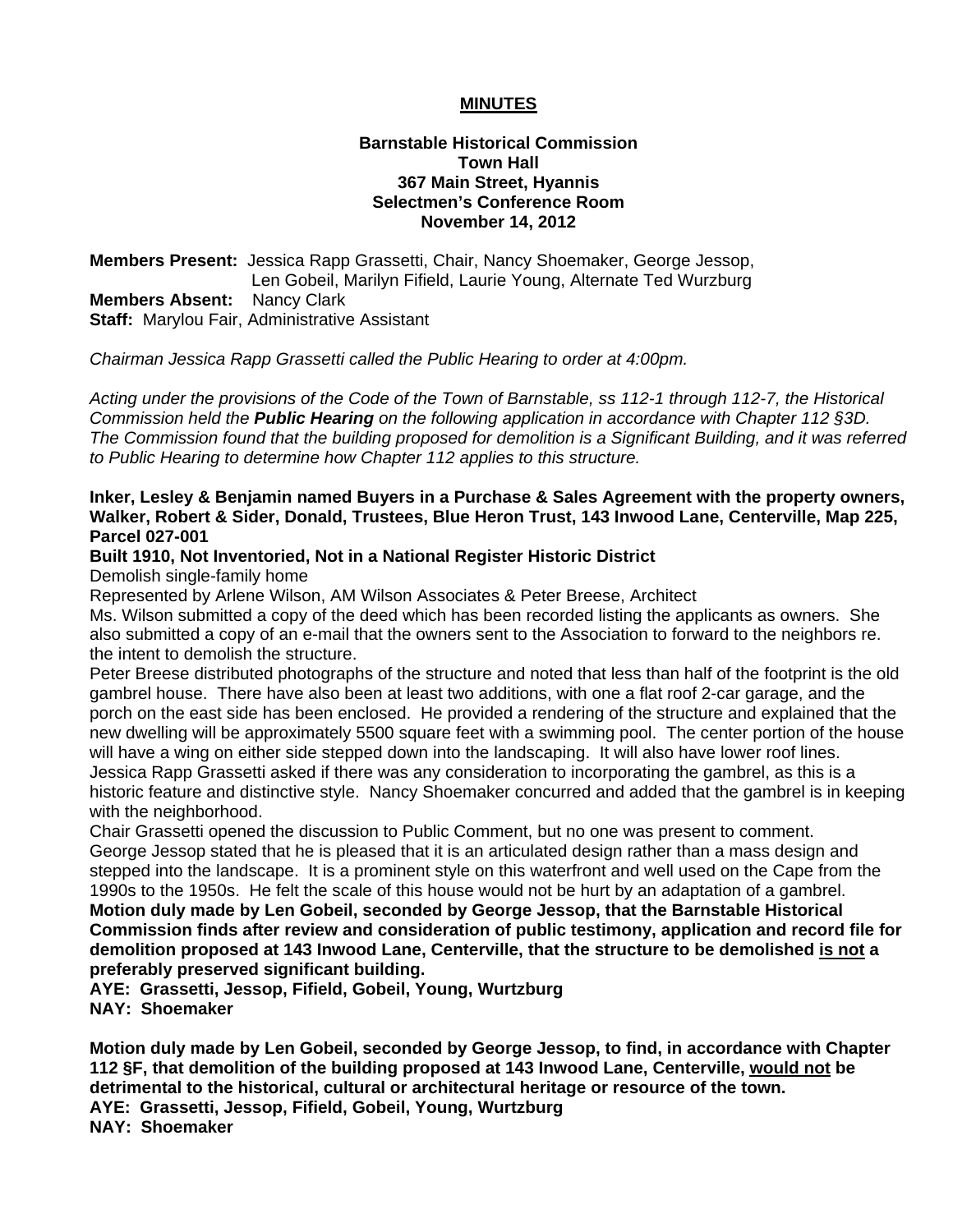# MINUTES

**Barnstable Historical Commission**
**Town Hall**
**367 Main Street, Hyannis**
**Selectmen's Conference Room**
**November 14, 2012**

**Members Present:** Jessica Rapp Grassetti, Chair, Nancy Shoemaker, George Jessop, Len Gobeil, Marilyn Fifield, Laurie Young, Alternate Ted Wurzburg
**Members Absent:** Nancy Clark
**Staff:** Marylou Fair, Administrative Assistant

*Chairman Jessica Rapp Grassetti called the Public Hearing to order at 4:00pm.*

*Acting under the provisions of the Code of the Town of Barnstable, ss 112-1 through 112-7, the Historical Commission held the **Public Hearing** on the following application in accordance with Chapter 112 §3D. The Commission found that the building proposed for demolition is a Significant Building, and it was referred to Public Hearing to determine how Chapter 112 applies to this structure.*

**Inker, Lesley & Benjamin named Buyers in a Purchase & Sales Agreement with the property owners, Walker, Robert & Sider, Donald, Trustees, Blue Heron Trust, 143 Inwood Lane, Centerville, Map 225, Parcel 027-001**
**Built 1910, Not Inventoried, Not in a National Register Historic District**
Demolish single-family home
Represented by Arlene Wilson, AM Wilson Associates & Peter Breese, Architect
Ms. Wilson submitted a copy of the deed which has been recorded listing the applicants as owners. She also submitted a copy of an e-mail that the owners sent to the Association to forward to the neighbors re. the intent to demolish the structure.
Peter Breese distributed photographs of the structure and noted that less than half of the footprint is the old gambrel house. There have also been at least two additions, with one a flat roof 2-car garage, and the porch on the east side has been enclosed. He provided a rendering of the structure and explained that the new dwelling will be approximately 5500 square feet with a swimming pool. The center portion of the house will have a wing on either side stepped down into the landscaping. It will also have lower roof lines.
Jessica Rapp Grassetti asked if there was any consideration to incorporating the gambrel, as this is a historic feature and distinctive style. Nancy Shoemaker concurred and added that the gambrel is in keeping with the neighborhood.
Chair Grassetti opened the discussion to Public Comment, but no one was present to comment.
George Jessop stated that he is pleased that it is an articulated design rather than a mass design and stepped into the landscape. It is a prominent style on this waterfront and well used on the Cape from the 1990s to the 1950s. He felt the scale of this house would not be hurt by an adaptation of a gambrel.
**Motion duly made by Len Gobeil, seconded by George Jessop, that the Barnstable Historical Commission finds after review and consideration of public testimony, application and record file for demolition proposed at 143 Inwood Lane, Centerville, that the structure to be demolished is not a preferably preserved significant building.**
**AYE: Grassetti, Jessop, Fifield, Gobeil, Young, Wurtzburg**
**NAY: Shoemaker**

**Motion duly made by Len Gobeil, seconded by George Jessop, to find, in accordance with Chapter 112 §F, that demolition of the building proposed at 143 Inwood Lane, Centerville, would not be detrimental to the historical, cultural or architectural heritage or resource of the town.**
**AYE: Grassetti, Jessop, Fifield, Gobeil, Young, Wurtzburg**
**NAY: Shoemaker**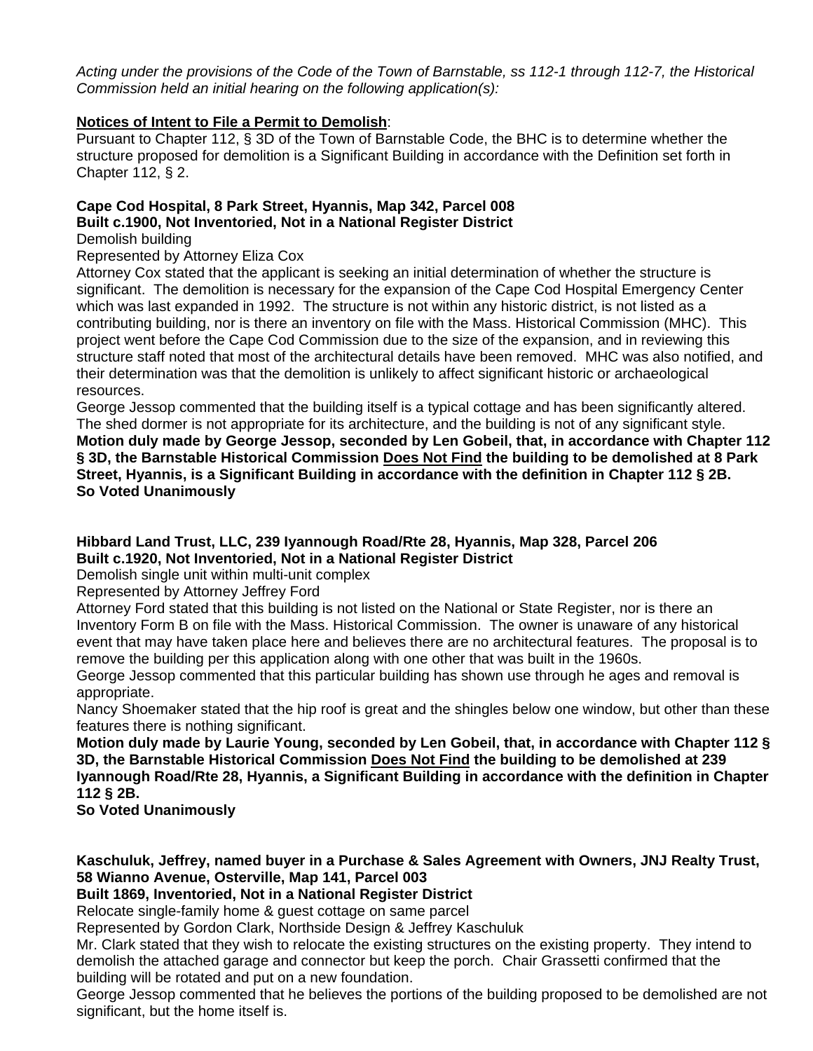*Acting under the provisions of the Code of the Town of Barnstable, ss 112-1 through 112-7, the Historical Commission held an initial hearing on the following application(s):*

**Notices of Intent to File a Permit to Demolish**:
Pursuant to Chapter 112, § 3D of the Town of Barnstable Code, the BHC is to determine whether the structure proposed for demolition is a Significant Building in accordance with the Definition set forth in Chapter 112, § 2.

**Cape Cod Hospital, 8 Park Street, Hyannis, Map 342, Parcel 008**
**Built c.1900, Not Inventoried, Not in a National Register District**
Demolish building
Represented by Attorney Eliza Cox
Attorney Cox stated that the applicant is seeking an initial determination of whether the structure is significant. The demolition is necessary for the expansion of the Cape Cod Hospital Emergency Center which was last expanded in 1992. The structure is not within any historic district, is not listed as a contributing building, nor is there an inventory on file with the Mass. Historical Commission (MHC). This project went before the Cape Cod Commission due to the size of the expansion, and in reviewing this structure staff noted that most of the architectural details have been removed. MHC was also notified, and their determination was that the demolition is unlikely to affect significant historic or archaeological resources.
George Jessop commented that the building itself is a typical cottage and has been significantly altered. The shed dormer is not appropriate for its architecture, and the building is not of any significant style.
**Motion duly made by George Jessop, seconded by Len Gobeil, that, in accordance with Chapter 112 § 3D, the Barnstable Historical Commission Does Not Find the building to be demolished at 8 Park Street, Hyannis, is a Significant Building in accordance with the definition in Chapter 112 § 2B.**
**So Voted Unanimously**

**Hibbard Land Trust, LLC, 239 Iyannough Road/Rte 28, Hyannis, Map 328, Parcel 206**
**Built c.1920, Not Inventoried, Not in a National Register District**
Demolish single unit within multi-unit complex
Represented by Attorney Jeffrey Ford
Attorney Ford stated that this building is not listed on the National or State Register, nor is there an Inventory Form B on file with the Mass. Historical Commission. The owner is unaware of any historical event that may have taken place here and believes there are no architectural features. The proposal is to remove the building per this application along with one other that was built in the 1960s.
George Jessop commented that this particular building has shown use through he ages and removal is appropriate.
Nancy Shoemaker stated that the hip roof is great and the shingles below one window, but other than these features there is nothing significant.
**Motion duly made by Laurie Young, seconded by Len Gobeil, that, in accordance with Chapter 112 § 3D, the Barnstable Historical Commission Does Not Find the building to be demolished at 239 Iyannough Road/Rte 28, Hyannis, a Significant Building in accordance with the definition in Chapter 112 § 2B.**
**So Voted Unanimously**

**Kaschuluk, Jeffrey, named buyer in a Purchase & Sales Agreement with Owners, JNJ Realty Trust, 58 Wianno Avenue, Osterville, Map 141, Parcel 003**
**Built 1869, Inventoried, Not in a National Register District**
Relocate single-family home & guest cottage on same parcel
Represented by Gordon Clark, Northside Design & Jeffrey Kaschuluk
Mr. Clark stated that they wish to relocate the existing structures on the existing property. They intend to demolish the attached garage and connector but keep the porch. Chair Grassetti confirmed that the building will be rotated and put on a new foundation.
George Jessop commented that he believes the portions of the building proposed to be demolished are not significant, but the home itself is.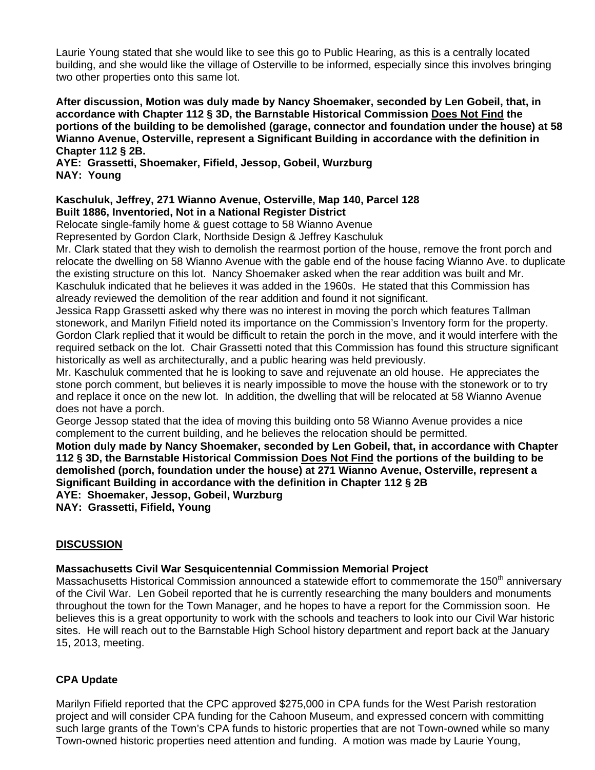Laurie Young stated that she would like to see this go to Public Hearing, as this is a centrally located building, and she would like the village of Osterville to be informed, especially since this involves bringing two other properties onto this same lot.

**After discussion, Motion was duly made by Nancy Shoemaker, seconded by Len Gobeil, that, in accordance with Chapter 112 § 3D, the Barnstable Historical Commission <u>Does Not Find</u> the portions of the building to be demolished (garage, connector and foundation under the house) at 58 Wianno Avenue, Osterville, represent a Significant Building in accordance with the definition in Chapter 112 § 2B.**
**AYE: Grassetti, Shoemaker, Fifield, Jessop, Gobeil, Wurzburg**
**NAY: Young**

**Kaschuluk, Jeffrey, 271 Wianno Avenue, Osterville, Map 140, Parcel 128**
**Built 1886, Inventoried, Not in a National Register District**
Relocate single-family home & guest cottage to 58 Wianno Avenue
Represented by Gordon Clark, Northside Design & Jeffrey Kaschuluk
Mr. Clark stated that they wish to demolish the rearmost portion of the house, remove the front porch and relocate the dwelling on 58 Wianno Avenue with the gable end of the house facing Wianno Ave. to duplicate the existing structure on this lot. Nancy Shoemaker asked when the rear addition was built and Mr. Kaschuluk indicated that he believes it was added in the 1960s. He stated that this Commission has already reviewed the demolition of the rear addition and found it not significant.
Jessica Rapp Grassetti asked why there was no interest in moving the porch which features Tallman stonework, and Marilyn Fifield noted its importance on the Commission's Inventory form for the property. Gordon Clark replied that it would be difficult to retain the porch in the move, and it would interfere with the required setback on the lot. Chair Grassetti noted that this Commission has found this structure significant historically as well as architecturally, and a public hearing was held previously.
Mr. Kaschuluk commented that he is looking to save and rejuvenate an old house. He appreciates the stone porch comment, but believes it is nearly impossible to move the house with the stonework or to try and replace it once on the new lot. In addition, the dwelling that will be relocated at 58 Wianno Avenue does not have a porch.
George Jessop stated that the idea of moving this building onto 58 Wianno Avenue provides a nice complement to the current building, and he believes the relocation should be permitted.
**Motion duly made by Nancy Shoemaker, seconded by Len Gobeil, that, in accordance with Chapter 112 § 3D, the Barnstable Historical Commission <u>Does Not Find</u> the portions of the building to be demolished (porch, foundation under the house) at 271 Wianno Avenue, Osterville, represent a Significant Building in accordance with the definition in Chapter 112 § 2B**
**AYE: Shoemaker, Jessop, Gobeil, Wurzburg**
**NAY: Grassetti, Fifield, Young**

## <u>DISCUSSION</u>

**Massachusetts Civil War Sesquicentennial Commission Memorial Project**
Massachusetts Historical Commission announced a statewide effort to commemorate the 150th anniversary of the Civil War. Len Gobeil reported that he is currently researching the many boulders and monuments throughout the town for the Town Manager, and he hopes to have a report for the Commission soon. He believes this is a great opportunity to work with the schools and teachers to look into our Civil War historic sites. He will reach out to the Barnstable High School history department and report back at the January 15, 2013, meeting.

**CPA Update**

Marilyn Fifield reported that the CPC approved $275,000 in CPA funds for the West Parish restoration project and will consider CPA funding for the Cahoon Museum, and expressed concern with committing such large grants of the Town's CPA funds to historic properties that are not Town-owned while so many Town-owned historic properties need attention and funding. A motion was made by Laurie Young,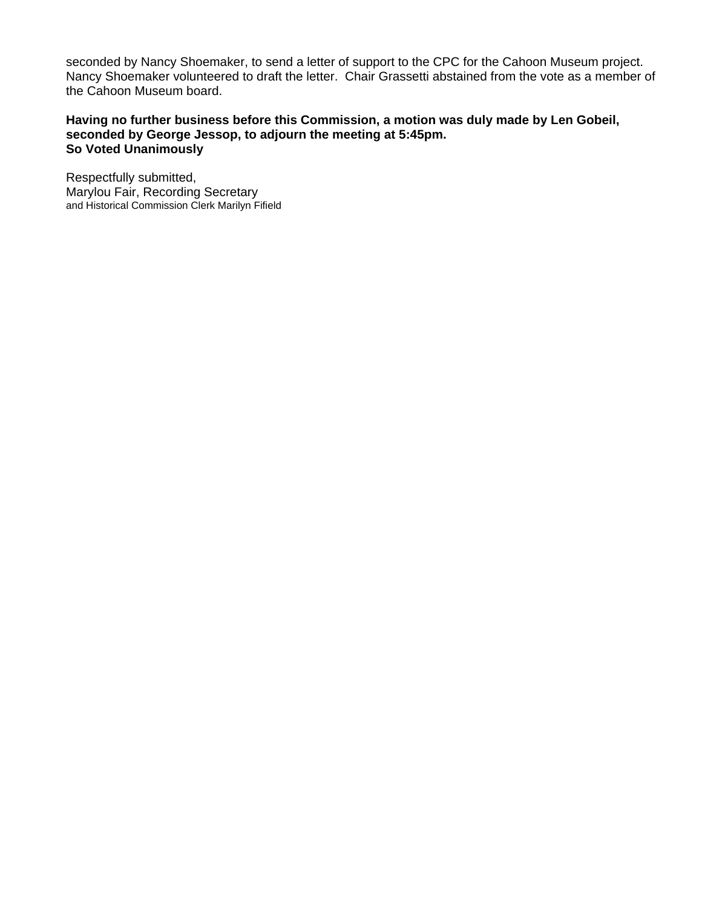seconded by Nancy Shoemaker, to send a letter of support to the CPC for the Cahoon Museum project. Nancy Shoemaker volunteered to draft the letter. Chair Grassetti abstained from the vote as a member of the Cahoon Museum board.

**Having no further business before this Commission, a motion was duly made by Len Gobeil, seconded by George Jessop, to adjourn the meeting at 5:45pm.**
**So Voted Unanimously**

Respectfully submitted,
Marylou Fair, Recording Secretary
and Historical Commission Clerk Marilyn Fifield